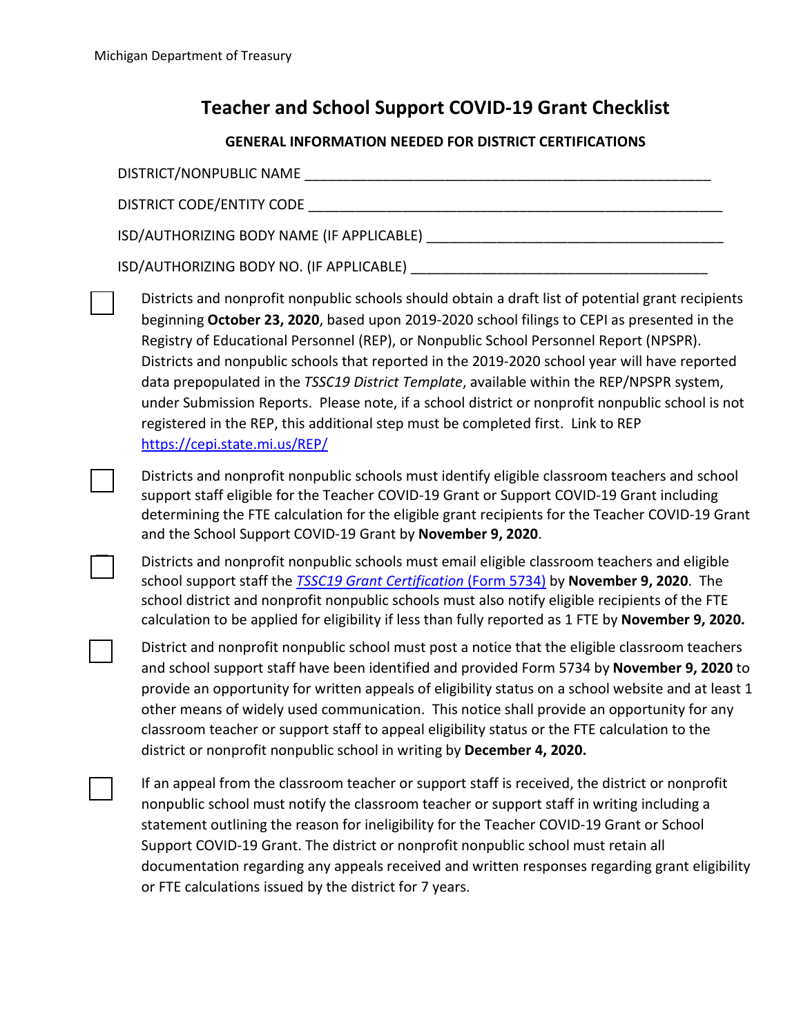Michigan Department of Treasury

# Teacher and School Support COVID-19 Grant Checklist

## GENERAL INFORMATION NEEDED FOR DISTRICT CERTIFICATIONS

DISTRICT/NONPUBLIC NAME ______________________________________________________

DISTRICT CODE/ENTITY CODE ______________________________________________________

ISD/AUTHORIZING BODY NAME (IF APPLICABLE) ______________________________________

ISD/AUTHORIZING BODY NO. (IF APPLICABLE) ______________________________________

- [ ] Districts and nonprofit nonpublic schools should obtain a draft list of potential grant recipients beginning **October 23, 2020**, based upon 2019-2020 school filings to CEPI as presented in the Registry of Educational Personnel (REP), or Nonpublic School Personnel Report (NPSPR). Districts and nonpublic schools that reported in the 2019-2020 school year will have reported data prepopulated in the *TSSC19 District Template*, available within the REP/NPSPR system, under Submission Reports. Please note, if a school district or nonprofit nonpublic school is not registered in the REP, this additional step must be completed first. Link to REP https://cepi.state.mi.us/REP/

- [ ] Districts and nonprofit nonpublic schools must identify eligible classroom teachers and school support staff eligible for the Teacher COVID-19 Grant or Support COVID-19 Grant including determining the FTE calculation for the eligible grant recipients for the Teacher COVID-19 Grant and the School Support COVID-19 Grant by **November 9, 2020**.

- [ ] Districts and nonprofit nonpublic schools must email eligible classroom teachers and eligible school support staff the *TSSC19 Grant Certification* (Form 5734) by **November 9, 2020**. The school district and nonprofit nonpublic schools must also notify eligible recipients of the FTE calculation to be applied for eligibility if less than fully reported as 1 FTE by **November 9, 2020.**

- [ ] District and nonprofit nonpublic school must post a notice that the eligible classroom teachers and school support staff have been identified and provided Form 5734 by **November 9, 2020** to provide an opportunity for written appeals of eligibility status on a school website and at least 1 other means of widely used communication. This notice shall provide an opportunity for any classroom teacher or support staff to appeal eligibility status or the FTE calculation to the district or nonprofit nonpublic school in writing by **December 4, 2020.**

- [ ] If an appeal from the classroom teacher or support staff is received, the district or nonprofit nonpublic school must notify the classroom teacher or support staff in writing including a statement outlining the reason for ineligibility for the Teacher COVID-19 Grant or School Support COVID-19 Grant. The district or nonprofit nonpublic school must retain all documentation regarding any appeals received and written responses regarding grant eligibility or FTE calculations issued by the district for 7 years.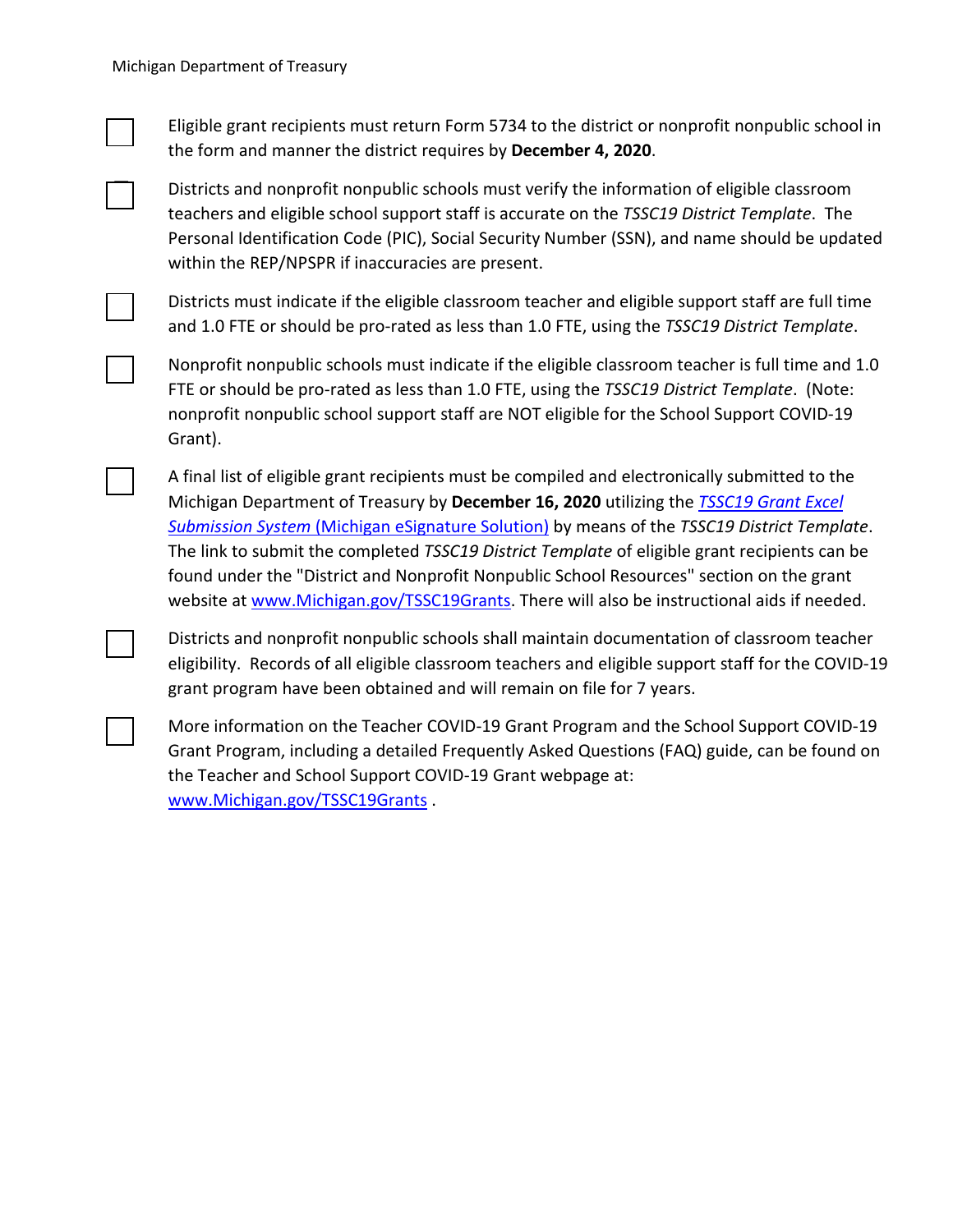- [ ] Eligible grant recipients must return Form 5734 to the district or nonprofit nonpublic school in the form and manner the district requires by **December 4, 2020**.

- [ ] Districts and nonprofit nonpublic schools must verify the information of eligible classroom teachers and eligible school support staff is accurate on the *TSSC19 District Template*. The Personal Identification Code (PIC), Social Security Number (SSN), and name should be updated within the REP/NPSPR if inaccuracies are present.

- [ ] Districts must indicate if the eligible classroom teacher and eligible support staff are full time and 1.0 FTE or should be pro-rated as less than 1.0 FTE, using the *TSSC19 District Template*.

- [ ] Nonprofit nonpublic schools must indicate if the eligible classroom teacher is full time and 1.0 FTE or should be pro-rated as less than 1.0 FTE, using the *TSSC19 District Template*. (Note: nonprofit nonpublic school support staff are NOT eligible for the School Support COVID-19 Grant).

- [ ] A final list of eligible grant recipients must be compiled and electronically submitted to the Michigan Department of Treasury by **December 16, 2020** utilizing the *TSSC19 Grant Excel Submission System* (Michigan eSignature Solution) by means of the *TSSC19 District Template*. The link to submit the completed *TSSC19 District Template* of eligible grant recipients can be found under the "District and Nonprofit Nonpublic School Resources" section on the grant website at www.Michigan.gov/TSSC19Grants. There will also be instructional aids if needed.

- [ ] Districts and nonprofit nonpublic schools shall maintain documentation of classroom teacher eligibility. Records of all eligible classroom teachers and eligible support staff for the COVID-19 grant program have been obtained and will remain on file for 7 years.

- [ ] More information on the Teacher COVID-19 Grant Program and the School Support COVID-19 Grant Program, including a detailed Frequently Asked Questions (FAQ) guide, can be found on the Teacher and School Support COVID-19 Grant webpage at: www.Michigan.gov/TSSC19Grants .